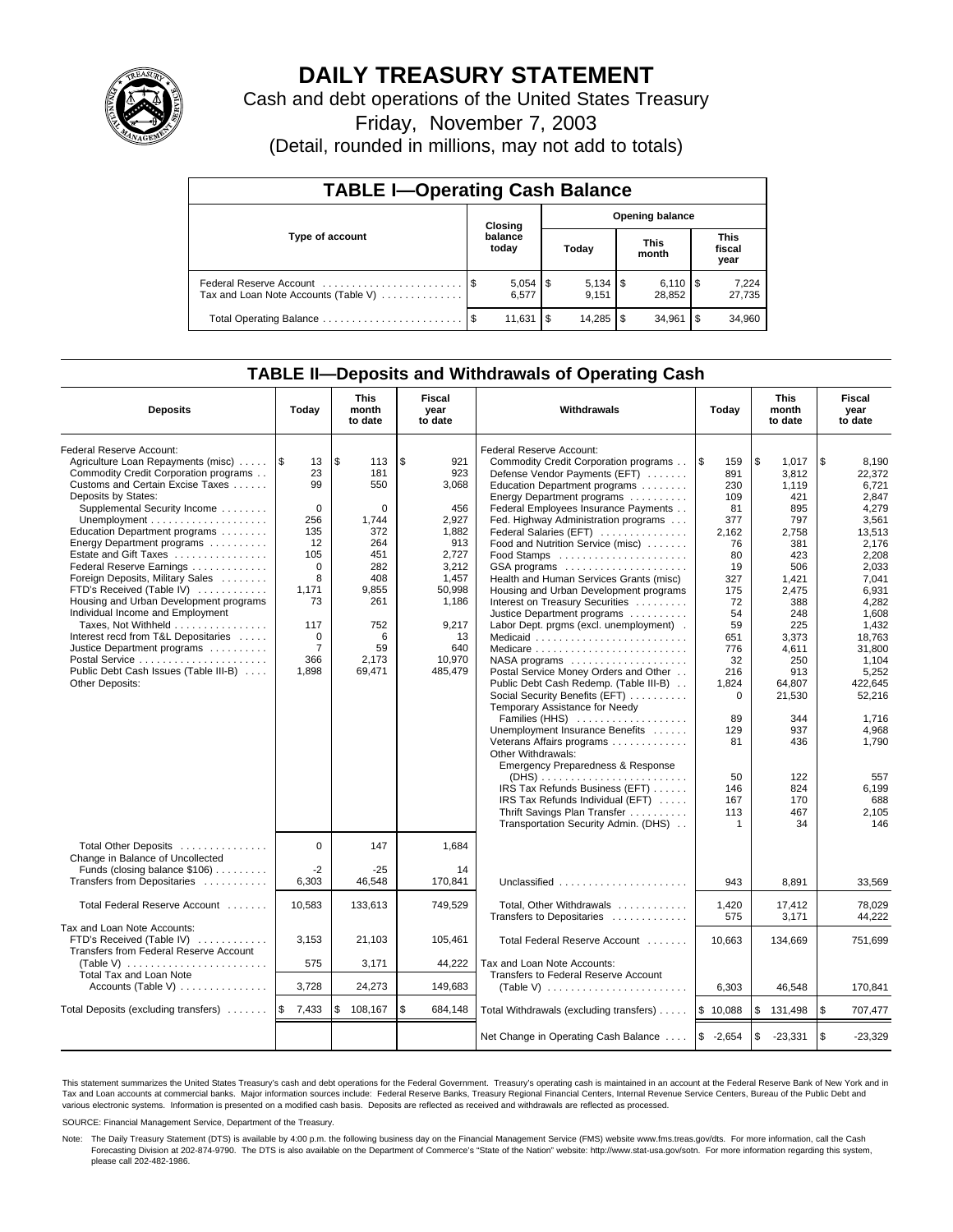# DAILY TREASURY STATEMENT

Cash and debt operations of the United States Treasury

Friday, November 7, 2003

(Detail, rounded in millions, may not add to totals)

## TABLE I—Operating Cash Balance

| Type of account | Closing balance today | Opening balance Today | Opening balance This month | Opening balance This fiscal year |
|---|---|---|---|---|
| Federal Reserve Account | $ 5,054 | $ 5,134 | $ 6,110 | $ 7,224 |
| Tax and Loan Note Accounts (Table V) | 6,577 | 9,151 | 28,852 | 27,735 |
| Total Operating Balance | $ 11,631 | $ 14,285 | $ 34,961 | $ 34,960 |

## TABLE II—Deposits and Withdrawals of Operating Cash

| Deposits | Today | This month to date | Fiscal year to date | Withdrawals | Today | This month to date | Fiscal year to date |
|---|---|---|---|---|---|---|---|
| Federal Reserve Account: | | | | Federal Reserve Account: | | | |
| Agriculture Loan Repayments (misc) | $ 13 | $ 113 | $ 921 | Commodity Credit Corporation programs | $ 159 | $ 1,017 | $ 8,190 |
| Commodity Credit Corporation programs | 23 | 181 | 923 | Defense Vendor Payments (EFT) | 891 | 3,812 | 22,372 |
| Customs and Certain Excise Taxes | 99 | 550 | 3,068 | Education Department programs | 230 | 1,119 | 6,721 |
| Deposits by States: | | | | Energy Department programs | 109 | 421 | 2,847 |
| Supplemental Security Income | 0 | 0 | 456 | Federal Employees Insurance Payments | 81 | 895 | 4,279 |
| Unemployment | 256 | 1,744 | 2,927 | Fed. Highway Administration programs | 377 | 797 | 3,561 |
| Education Department programs | 135 | 372 | 1,882 | Federal Salaries (EFT) | 2,162 | 2,758 | 13,513 |
| Energy Department programs | 12 | 264 | 913 | Food and Nutrition Service (misc) | 76 | 381 | 2,176 |
| Estate and Gift Taxes | 105 | 451 | 2,727 | Food Stamps | 80 | 423 | 2,208 |
| Federal Reserve Earnings | 0 | 282 | 3,212 | GSA programs | 19 | 506 | 2,033 |
| Foreign Deposits, Military Sales | 8 | 408 | 1,457 | Health and Human Services Grants (misc) | 327 | 1,421 | 7,041 |
| FTD's Received (Table IV) | 1,171 | 9,855 | 50,998 | Housing and Urban Development programs | 175 | 2,475 | 6,931 |
| Housing and Urban Development programs | 73 | 261 | 1,186 | Interest on Treasury Securities | 72 | 388 | 4,282 |
| Individual Income and Employment | | | | Justice Department programs | 54 | 248 | 1,608 |
| Taxes, Not Withheld | 117 | 752 | 9,217 | Labor Dept. prgms (excl. unemployment) | 59 | 225 | 1,432 |
| Interest recd from T&L Depositaries | 0 | 6 | 13 | Medicaid | 651 | 3,373 | 18,763 |
| Justice Department programs | 7 | 59 | 640 | Medicare | 776 | 4,611 | 31,800 |
| Postal Service | 366 | 2,173 | 10,970 | NASA programs | 32 | 250 | 1,104 |
| Public Debt Cash Issues (Table III-B) | 1,898 | 69,471 | 485,479 | Postal Service Money Orders and Other | 216 | 913 | 5,252 |
| Other Deposits: | | | | Public Debt Cash Redemp. (Table III-B) | 1,824 | 64,807 | 422,645 |
| | | | | Social Security Benefits (EFT) | 0 | 21,530 | 52,216 |
| | | | | Temporary Assistance for Needy Families (HHS) | 89 | 344 | 1,716 |
| | | | | Unemployment Insurance Benefits | 129 | 937 | 4,968 |
| | | | | Veterans Affairs programs | 81 | 436 | 1,790 |
| | | | | Other Withdrawals: | | | |
| | | | | Emergency Preparedness & Response (DHS) | 50 | 122 | 557 |
| | | | | IRS Tax Refunds Business (EFT) | 146 | 824 | 6,199 |
| | | | | IRS Tax Refunds Individual (EFT) | 167 | 170 | 688 |
| | | | | Thrift Savings Plan Transfer | 113 | 467 | 2,105 |
| | | | | Transportation Security Admin. (DHS) | 1 | 34 | 146 |
| Total Other Deposits | 0 | 147 | 1,684 | | | | |
| Change in Balance of Uncollected Funds (closing balance $106) | -2 | -25 | 14 | | | | |
| Transfers from Depositaries | 6,303 | 46,548 | 170,841 | Unclassified | 943 | 8,891 | 33,569 |
| Total Federal Reserve Account | 10,583 | 133,613 | 749,529 | Total, Other Withdrawals | 1,420 | 17,412 | 78,029 |
| | | | | Transfers to Depositaries | 575 | 3,171 | 44,222 |
| Tax and Loan Note Accounts: | | | | | | | |
| FTD's Received (Table IV) | 3,153 | 21,103 | 105,461 | Total Federal Reserve Account | 10,663 | 134,669 | 751,699 |
| Transfers from Federal Reserve Account (Table V) | 575 | 3,171 | 44,222 | Tax and Loan Note Accounts: | | | |
| Total Tax and Loan Note Accounts (Table V) | 3,728 | 24,273 | 149,683 | Transfers to Federal Reserve Account (Table V) | 6,303 | 46,548 | 170,841 |
| Total Deposits (excluding transfers) | $ 7,433 | $ 108,167 | $ 684,148 | Total Withdrawals (excluding transfers) | $ 10,088 | $ 131,498 | $ 707,477 |
| | | | | Net Change in Operating Cash Balance | $ -2,654 | $ -23,331 | $ -23,329 |

This statement summarizes the United States Treasury's cash and debt operations for the Federal Government. Treasury's operating cash is maintained in an account at the Federal Reserve Bank of New York and in Tax and Loan accounts at commercial banks. Major information sources include: Federal Reserve Banks, Treasury Regional Financial Centers, Internal Revenue Service Centers, Bureau of the Public Debt and various electronic systems. Information is presented on a modified cash basis. Deposits are reflected as received and withdrawals are reflected as processed.

SOURCE: Financial Management Service, Department of the Treasury.

Note: The Daily Treasury Statement (DTS) is available by 4:00 p.m. the following business day on the Financial Management Service (FMS) website www.fms.treas.gov/dts. For more information, call the Cash Forecasting Division at 202-874-9790. The DTS is also available on the Department of Commerce's "State of the Nation" website: http://www.stat-usa.gov/sotn. For more information regarding this system, please call 202-482-1986.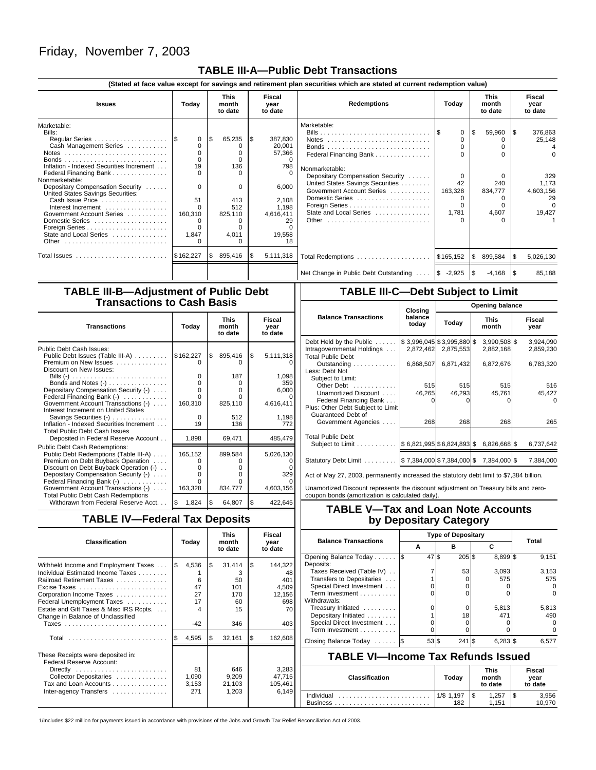# Friday, November 7, 2003

## TABLE III-A—Public Debt Transactions

(Stated at face value except for savings and retirement plan securities which are stated at current redemption value)

| Issues | Today | This month to date | Fiscal year to date |
|---|---|---|---|
| Marketable: | | | |
| Bills: | | | |
| Regular Series | $ 0 | $ 65,235 | $ 387,830 |
| Cash Management Series | 0 | 0 | 20,001 |
| Notes | 0 | 0 | 57,366 |
| Bonds | 0 | 0 | 0 |
| Inflation - Indexed Securities Increment | 19 | 136 | 798 |
| Federal Financing Bank | 0 | 0 | 0 |
| Nonmarketable: | | | |
| Depositary Compensation Security | 0 | 0 | 6,000 |
| United States Savings Securities: | | | |
| Cash Issue Price | 51 | 413 | 2,108 |
| Interest Increment | 0 | 512 | 1,198 |
| Government Account Series | 160,310 | 825,110 | 4,616,411 |
| Domestic Series | 0 | 0 | 29 |
| Foreign Series | 0 | 0 | 0 |
| State and Local Series | 1,847 | 4,011 | 19,558 |
| Other | 0 | 0 | 18 |
| Total Issues | $162,227 | $ 895,416 | $ 5,111,318 |

| Redemptions | Today | This month to date | Fiscal year to date |
|---|---|---|---|
| Marketable: | | | |
| Bills | $ 0 | $ 59,960 | $ 376,863 |
| Notes | 0 | 0 | 25,148 |
| Bonds | 0 | 0 | 4 |
| Federal Financing Bank | 0 | 0 | 0 |
| Nonmarketable: | | | |
| Depositary Compensation Security | 0 | 0 | 329 |
| United States Savings Securities | 42 | 240 | 1,173 |
| Government Account Series | 163,328 | 834,777 | 4,603,156 |
| Domestic Series | 0 | 0 | 29 |
| Foreign Series | 0 | 0 | 0 |
| State and Local Series | 1,781 | 4,607 | 19,427 |
| Other | 0 | 0 | 1 |
| Total Redemptions | $165,152 | $ 899,584 | $ 5,026,130 |
| Net Change in Public Debt Outstanding | $ -2,925 | $ -4,168 | $ 85,188 |

## TABLE III-B—Adjustment of Public Debt Transactions to Cash Basis

| Transactions | Today | This month to date | Fiscal year to date |
|---|---|---|---|
| Public Debt Cash Issues: | | | |
| Public Debt Issues (Table III-A) | $162,227 | $ 895,416 | $ 5,111,318 |
| Premium on New Issues | 0 | 0 | 0 |
| Discount on New Issues: | | | |
| Bills (-) | 0 | 187 | 1,098 |
| Bonds and Notes (-) | 0 | 0 | 359 |
| Depositary Compensation Security (-) | 0 | 0 | 6,000 |
| Federal Financing Bank (-) | 0 | 0 | 0 |
| Government Account Transactions (-) | 160,310 | 825,110 | 4,616,411 |
| Interest Increment on United States Savings Securities (-) | 0 | 512 | 1,198 |
| Inflation - Indexed Securities Increment | 19 | 136 | 772 |
| Total Public Debt Cash Issues Deposited in Federal Reserve Account | 1,898 | 69,471 | 485,479 |
| Public Debt Cash Redemptions: | | | |
| Public Debt Redemptions (Table III-A) | 165,152 | 899,584 | 5,026,130 |
| Premium on Debt Buyback Operation | 0 | 0 | 0 |
| Discount on Debt Buyback Operation (-) | 0 | 0 | 0 |
| Depositary Compensation Security (-) | 0 | 0 | 329 |
| Federal Financing Bank (-) | 0 | 0 | 0 |
| Government Account Transactions (-) | 163,328 | 834,777 | 4,603,156 |
| Total Public Debt Cash Redemptions Withdrawn from Federal Reserve Acct. | $ 1,824 | $ 64,807 | $ 422,645 |

## TABLE III-C—Debt Subject to Limit

| Balance Transactions | Closing balance today | Opening balance Today | Opening balance This month | Opening balance Fiscal year |
|---|---|---|---|---|
| Debt Held by the Public | $ 3,996,045 | $ 3,995,880 | $ 3,990,508 | $ 3,924,090 |
| Intragovernmental Holdings | 2,872,462 | 2,875,553 | 2,882,168 | 2,859,230 |
| Total Public Debt Outstanding | 6,868,507 | 6,871,432 | 6,872,676 | 6,783,320 |
| Less: Debt Not Subject to Limit: | | | | |
| Other Debt | 515 | 515 | 515 | 516 |
| Unamortized Discount | 46,265 | 46,293 | 45,761 | 45,427 |
| Federal Financing Bank | 0 | 0 | 0 | 0 |
| Plus: Other Debt Subject to Limit Guaranteed Debt of Government Agencies | 268 | 268 | 268 | 265 |
| Total Public Debt Subject to Limit | $ 6,821,995 | $ 6,824,893 | $ 6,826,668 | $ 6,737,642 |
| Statutory Debt Limit | $ 7,384,000 | $ 7,384,000 | $ 7,384,000 | $ 7,384,000 |

Act of May 27, 2003, permanently increased the statutory debt limit to $7,384 billion.

Unamortized Discount represents the discount adjustment on Treasury bills and zero-coupon bonds (amortization is calculated daily).

## TABLE IV—Federal Tax Deposits

| Classification | Today | This month to date | Fiscal year to date |
|---|---|---|---|
| Withheld Income and Employment Taxes | $ 4,536 | $ 31,414 | $ 144,322 |
| Individual Estimated Income Taxes | 1 | 3 | 48 |
| Railroad Retirement Taxes | 6 | 50 | 401 |
| Excise Taxes | 47 | 101 | 4,509 |
| Corporation Income Taxes | 27 | 170 | 12,156 |
| Federal Unemployment Taxes | 17 | 60 | 698 |
| Estate and Gift Taxes & Misc IRS Rcpts. | 4 | 15 | 70 |
| Change in Balance of Unclassified Taxes | -42 | 346 | 403 |
| Total | $ 4,595 | $ 32,161 | $ 162,608 |
| These Receipts were deposited in: | | | |
| Federal Reserve Account: | | | |
| Directly | 81 | 646 | 3,283 |
| Collector Depositaries | 1,090 | 9,209 | 47,715 |
| Tax and Loan Accounts | 3,153 | 21,103 | 105,461 |
| Inter-agency Transfers | 271 | 1,203 | 6,149 |

## TABLE V—Tax and Loan Note Accounts by Depositary Category

| Balance Transactions | Type of Depositary A | Type of Depositary B | Type of Depositary C | Total |
|---|---|---|---|---|
| Opening Balance Today | $ 47 | $ 205 | $ 8,899 | $ 9,151 |
| Deposits: | | | | |
| Taxes Received (Table IV) | 7 | 53 | 3,093 | 3,153 |
| Transfers to Depositaries | 1 | 0 | 575 | 575 |
| Special Direct Investment | 0 | 0 | 0 | 0 |
| Term Investment | 0 | 0 | 0 | 0 |
| Withdrawals: | | | | |
| Treasury Initiated | 0 | 0 | 5,813 | 5,813 |
| Depositary Initiated | 1 | 18 | 471 | 490 |
| Special Direct Investment | 0 | 0 | 0 | 0 |
| Term Investment | 0 | 0 | 0 | 0 |
| Closing Balance Today | $ 53 | $ 241 | $ 6,283 | $ 6,577 |

## TABLE VI—Income Tax Refunds Issued

| Classification | Today | This month to date | Fiscal year to date |
|---|---|---|---|
| Individual | 1/$ 1,197 | $ 1,257 | $ 3,956 |
| Business | 182 | 1,151 | 10,970 |

1/Includes $22 million for payments issued in accordance with provisions of the Jobs and Growth Tax Relief Reconciliation Act of 2003.